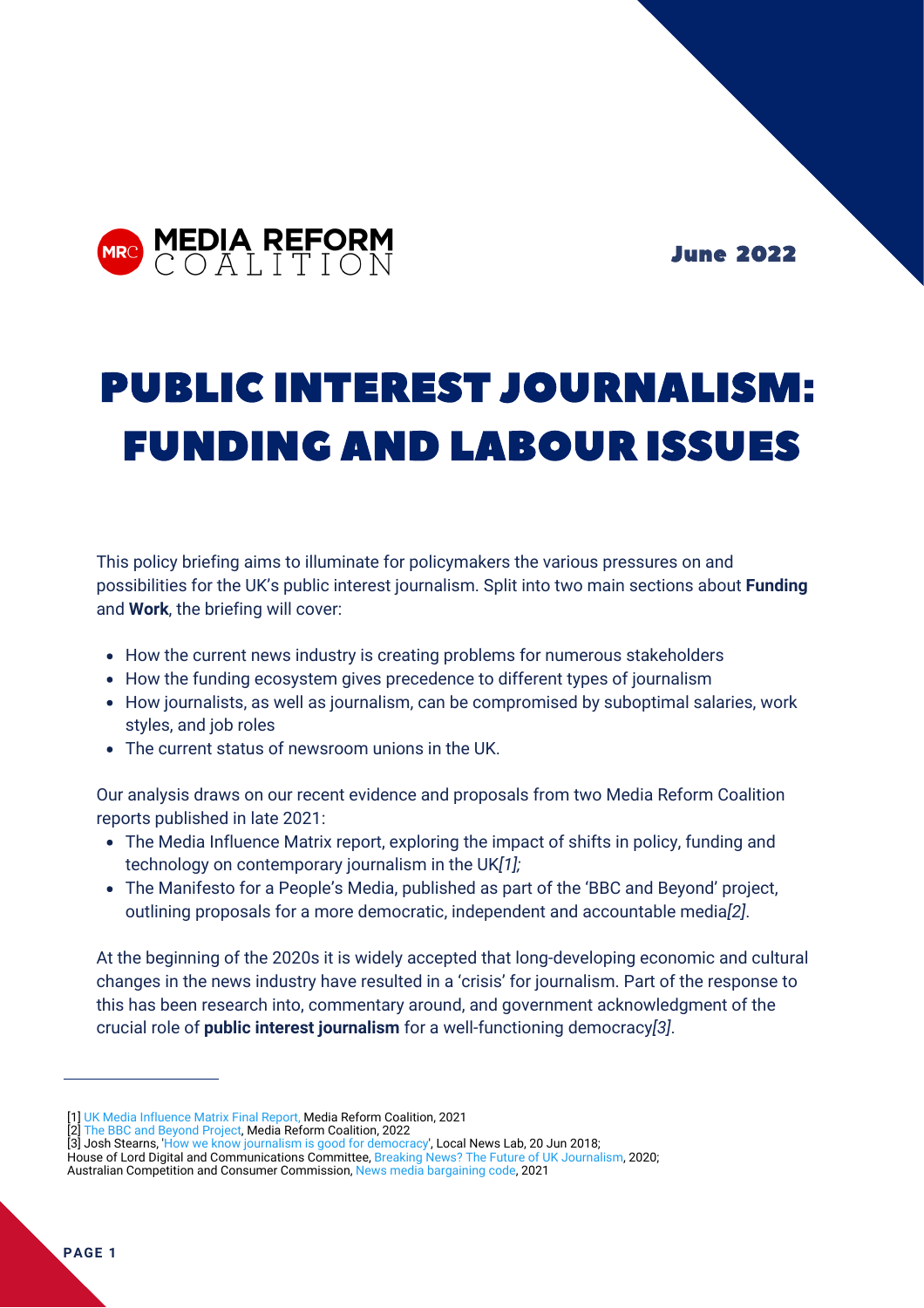MEDIA REFORM COALITION

June 2022

# PUBLIC INTEREST JOURNALISM: FUNDING AND LABOUR ISSUES

This policy briefing aims to illuminate for policymakers the various pressures on and possibilities for the UK's public interest journalism. Split into two main sections about **Funding** and **Work**, the briefing will cover:

- How the current news industry is creating problems for numerous stakeholders
- How the funding ecosystem gives precedence to different types of journalism
- How journalists, as well as journalism, can be compromised by suboptimal salaries, work styles, and job roles
- The current status of newsroom unions in the UK.

Our analysis draws on our recent evidence and proposals from two Media Reform Coalition reports published in late 2021:

- The Media Influence Matrix report, exploring the impact of shifts in policy, funding and technology on contemporary journalism in the UK*[1];*
- The Manifesto for a People's Media, published as part of the 'BBC and Beyond' project, outlining proposals for a more democratic, independent and accountable media*[2]*.

At the beginning of the 2020s it is widely accepted that long-developing economic and cultural changes in the news industry have resulted in a 'crisis' for journalism. Part of the response to this has been research into, commentary around, and government acknowledgment of the crucial role of **public interest journalism** for a well-functioning democracy*[3]*.

---

[1] UK Media Influence Matrix Final Report, Media Reform Coalition, 2021
[2] The BBC and Beyond Project, Media Reform Coalition, 2022
[3] Josh Stearns, 'How we know journalism is good for democracy', Local News Lab, 20 Jun 2018;
House of Lord Digital and Communications Committee, Breaking News? The Future of UK Journalism, 2020;
Australian Competition and Consumer Commission, News media bargaining code, 2021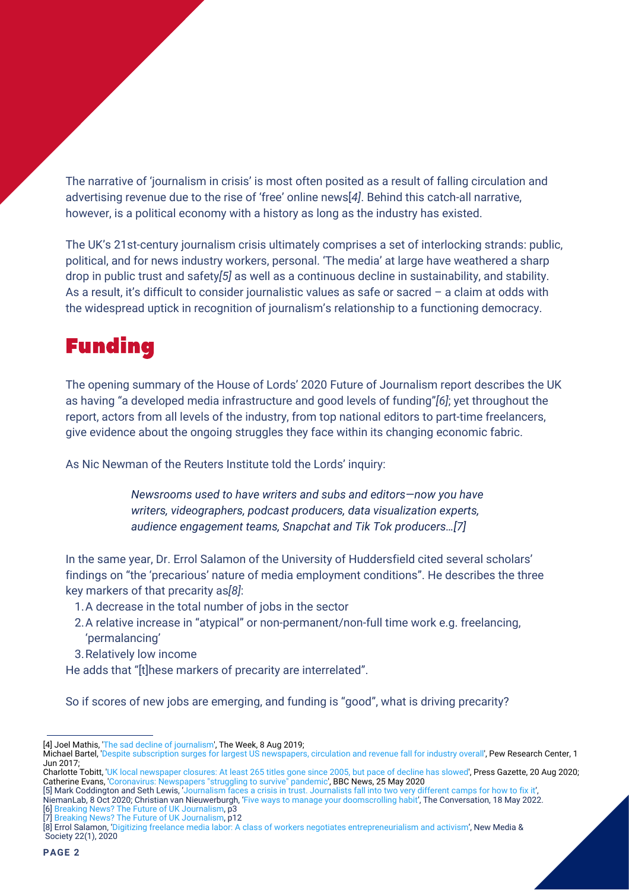The narrative of 'journalism in crisis' is most often posited as a result of falling circulation and advertising revenue due to the rise of 'free' online news[4]. Behind this catch-all narrative, however, is a political economy with a history as long as the industry has existed.

The UK's 21st-century journalism crisis ultimately comprises a set of interlocking strands: public, political, and for news industry workers, personal. 'The media' at large have weathered a sharp drop in public trust and safety[5] as well as a continuous decline in sustainability, and stability. As a result, it's difficult to consider journalistic values as safe or sacred – a claim at odds with the widespread uptick in recognition of journalism's relationship to a functioning democracy.

# Funding

The opening summary of the House of Lords' 2020 Future of Journalism report describes the UK as having "a developed media infrastructure and good levels of funding"[6]; yet throughout the report, actors from all levels of the industry, from top national editors to part-time freelancers, give evidence about the ongoing struggles they face within its changing economic fabric.

As Nic Newman of the Reuters Institute told the Lords' inquiry:

> *Newsrooms used to have writers and subs and editors—now you have writers, videographers, podcast producers, data visualization experts, audience engagement teams, Snapchat and Tik Tok producers…[7]*

In the same year, Dr. Errol Salamon of the University of Huddersfield cited several scholars' findings on "the 'precarious' nature of media employment conditions". He describes the three key markers of that precarity as[8]:

1. A decrease in the total number of jobs in the sector
2. A relative increase in "atypical" or non-permanent/non-full time work e.g. freelancing, 'permalancing'
3. Relatively low income

He adds that "[t]hese markers of precarity are interrelated".

So if scores of new jobs are emerging, and funding is "good", what is driving precarity?

---

[4] Joel Mathis, 'The sad decline of journalism', The Week, 8 Aug 2019;
Michael Bartel, 'Despite subscription surges for largest US newspapers, circulation and revenue fall for industry overall', Pew Research Center, 1 Jun 2017;
Charlotte Tobitt, 'UK local newspaper closures: At least 265 titles gone since 2005, but pace of decline has slowed', Press Gazette, 20 Aug 2020;
Catherine Evans, 'Coronavirus: Newspapers "struggling to survive" pandemic', BBC News, 25 May 2020
[5] Mark Coddington and Seth Lewis, 'Journalism faces a crisis in trust. Journalists fall into two very different camps for how to fix it', NiemanLab, 8 Oct 2020; Christian van Nieuwerburgh, 'Five ways to manage your doomscrolling habit', The Conversation, 18 May 2022.
[6] Breaking News? The Future of UK Journalism, p3
[7] Breaking News? The Future of UK Journalism, p12
[8] Errol Salamon, 'Digitizing freelance media labor: A class of workers negotiates entrepreneurialism and activism', New Media & Society 22(1), 2020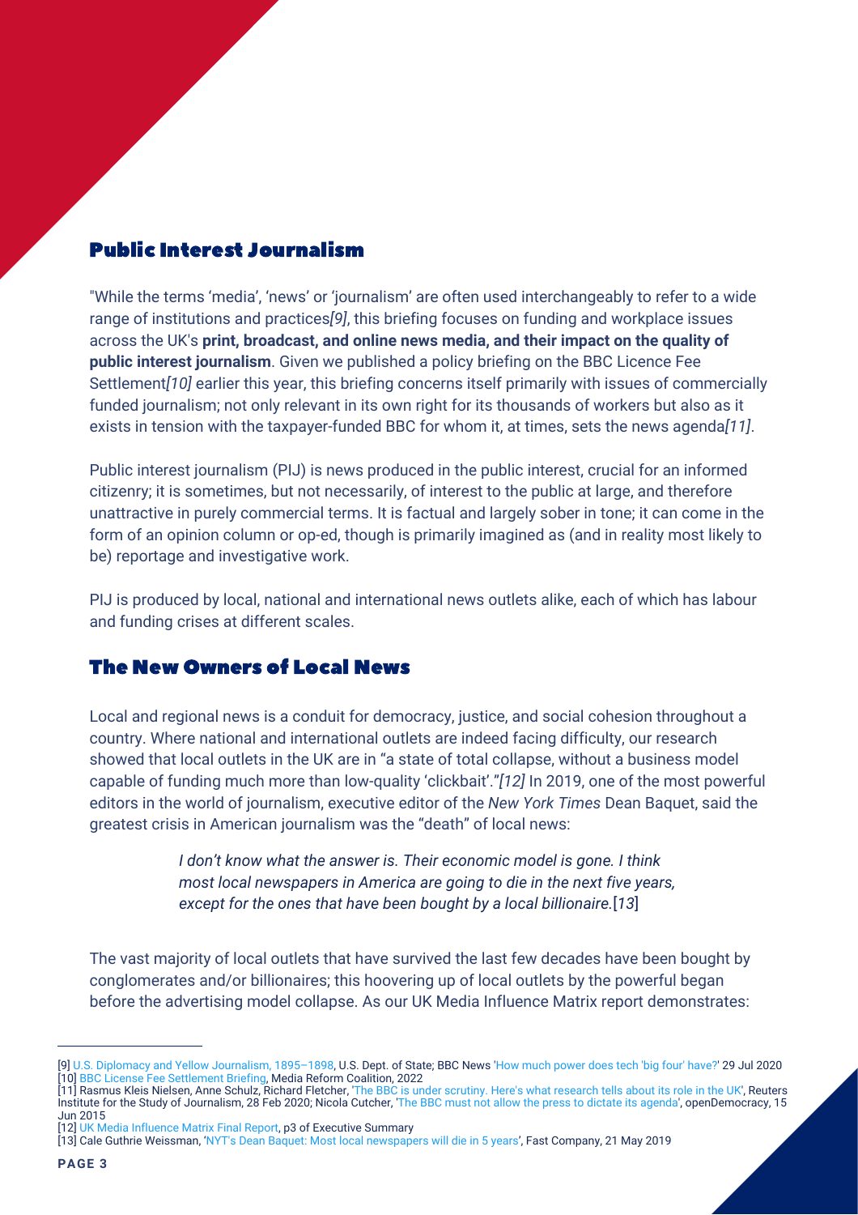## Public Interest Journalism

"While the terms 'media', 'news' or 'journalism' are often used interchangeably to refer to a wide range of institutions and practices*[9]*, this briefing focuses on funding and workplace issues across the UK's **print, broadcast, and online news media, and their impact on the quality of public interest journalism**. Given we published a policy briefing on the BBC Licence Fee Settlement*[10]* earlier this year, this briefing concerns itself primarily with issues of commercially funded journalism; not only relevant in its own right for its thousands of workers but also as it exists in tension with the taxpayer-funded BBC for whom it, at times, sets the news agenda*[11]*.

Public interest journalism (PIJ) is news produced in the public interest, crucial for an informed citizenry; it is sometimes, but not necessarily, of interest to the public at large, and therefore unattractive in purely commercial terms. It is factual and largely sober in tone; it can come in the form of an opinion column or op-ed, though is primarily imagined as (and in reality most likely to be) reportage and investigative work.

PIJ is produced by local, national and international news outlets alike, each of which has labour and funding crises at different scales.

## The New Owners of Local News

Local and regional news is a conduit for democracy, justice, and social cohesion throughout a country. Where national and international outlets are indeed facing difficulty, our research showed that local outlets in the UK are in "a state of total collapse, without a business model capable of funding much more than low-quality 'clickbait'."*[12]* In 2019, one of the most powerful editors in the world of journalism, executive editor of the *New York Times* Dean Baquet, said the greatest crisis in American journalism was the "death" of local news:

> *I don't know what the answer is. Their economic model is gone. I think most local newspapers in America are going to die in the next five years, except for the ones that have been bought by a local billionaire.*[*13*]

The vast majority of local outlets that have survived the last few decades have been bought by conglomerates and/or billionaires; this hoovering up of local outlets by the powerful began before the advertising model collapse. As our UK Media Influence Matrix report demonstrates:

---

[9] U.S. Diplomacy and Yellow Journalism, 1895–1898, U.S. Dept. of State; BBC News 'How much power does tech 'big four' have?' 29 Jul 2020
[10] BBC License Fee Settlement Briefing, Media Reform Coalition, 2022
[11] Rasmus Kleis Nielsen, Anne Schulz, Richard Fletcher, 'The BBC is under scrutiny. Here's what research tells about its role in the UK', Reuters Institute for the Study of Journalism, 28 Feb 2020; Nicola Cutcher, 'The BBC must not allow the press to dictate its agenda', openDemocracy, 15 Jun 2015
[12] UK Media Influence Matrix Final Report, p3 of Executive Summary
[13] Cale Guthrie Weissman, 'NYT's Dean Baquet: Most local newspapers will die in 5 years', Fast Company, 21 May 2019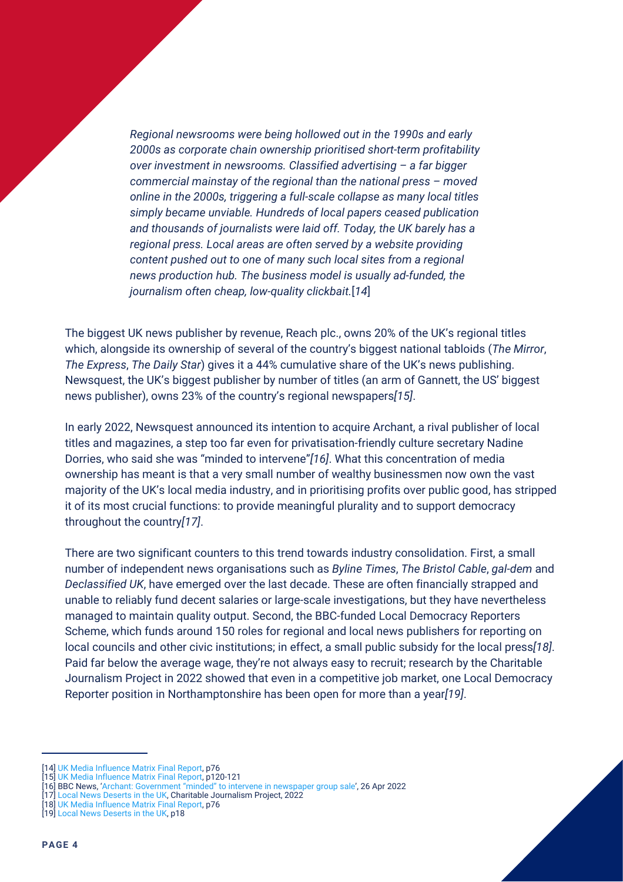*Regional newsrooms were being hollowed out in the 1990s and early 2000s as corporate chain ownership prioritised short-term profitability over investment in newsrooms. Classified advertising – a far bigger commercial mainstay of the regional than the national press – moved online in the 2000s, triggering a full-scale collapse as many local titles simply became unviable. Hundreds of local papers ceased publication and thousands of journalists were laid off. Today, the UK barely has a regional press. Local areas are often served by a website providing content pushed out to one of many such local sites from a regional news production hub. The business model is usually ad-funded, the journalism often cheap, low-quality clickbait.*[*14*]

The biggest UK news publisher by revenue, Reach plc., owns 20% of the UK's regional titles which, alongside its ownership of several of the country's biggest national tabloids (*The Mirror*, *The Express*, *The Daily Star*) gives it a 44% cumulative share of the UK's news publishing. Newsquest, the UK's biggest publisher by number of titles (an arm of Gannett, the US' biggest news publisher), owns 23% of the country's regional newspapers*[15]*.

In early 2022, Newsquest announced its intention to acquire Archant, a rival publisher of local titles and magazines, a step too far even for privatisation-friendly culture secretary Nadine Dorries, who said she was "minded to intervene"*[16]*. What this concentration of media ownership has meant is that a very small number of wealthy businessmen now own the vast majority of the UK's local media industry, and in prioritising profits over public good, has stripped it of its most crucial functions: to provide meaningful plurality and to support democracy throughout the country*[17]*.

There are two significant counters to this trend towards industry consolidation. First, a small number of independent news organisations such as *Byline Times*, *The Bristol Cable*, *gal-dem* and *Declassified UK*, have emerged over the last decade. These are often financially strapped and unable to reliably fund decent salaries or large-scale investigations, but they have nevertheless managed to maintain quality output. Second, the BBC-funded Local Democracy Reporters Scheme, which funds around 150 roles for regional and local news publishers for reporting on local councils and other civic institutions; in effect, a small public subsidy for the local press*[18]*. Paid far below the average wage, they're not always easy to recruit; research by the Charitable Journalism Project in 2022 showed that even in a competitive job market, one Local Democracy Reporter position in Northamptonshire has been open for more than a year*[19]*.

---

[14] UK Media Influence Matrix Final Report, p76
[15] UK Media Influence Matrix Final Report, p120-121
[16] BBC News, 'Archant: Government "minded" to intervene in newspaper group sale', 26 Apr 2022
[17] Local News Deserts in the UK, Charitable Journalism Project, 2022
[18] UK Media Influence Matrix Final Report, p76
[19] Local News Deserts in the UK, p18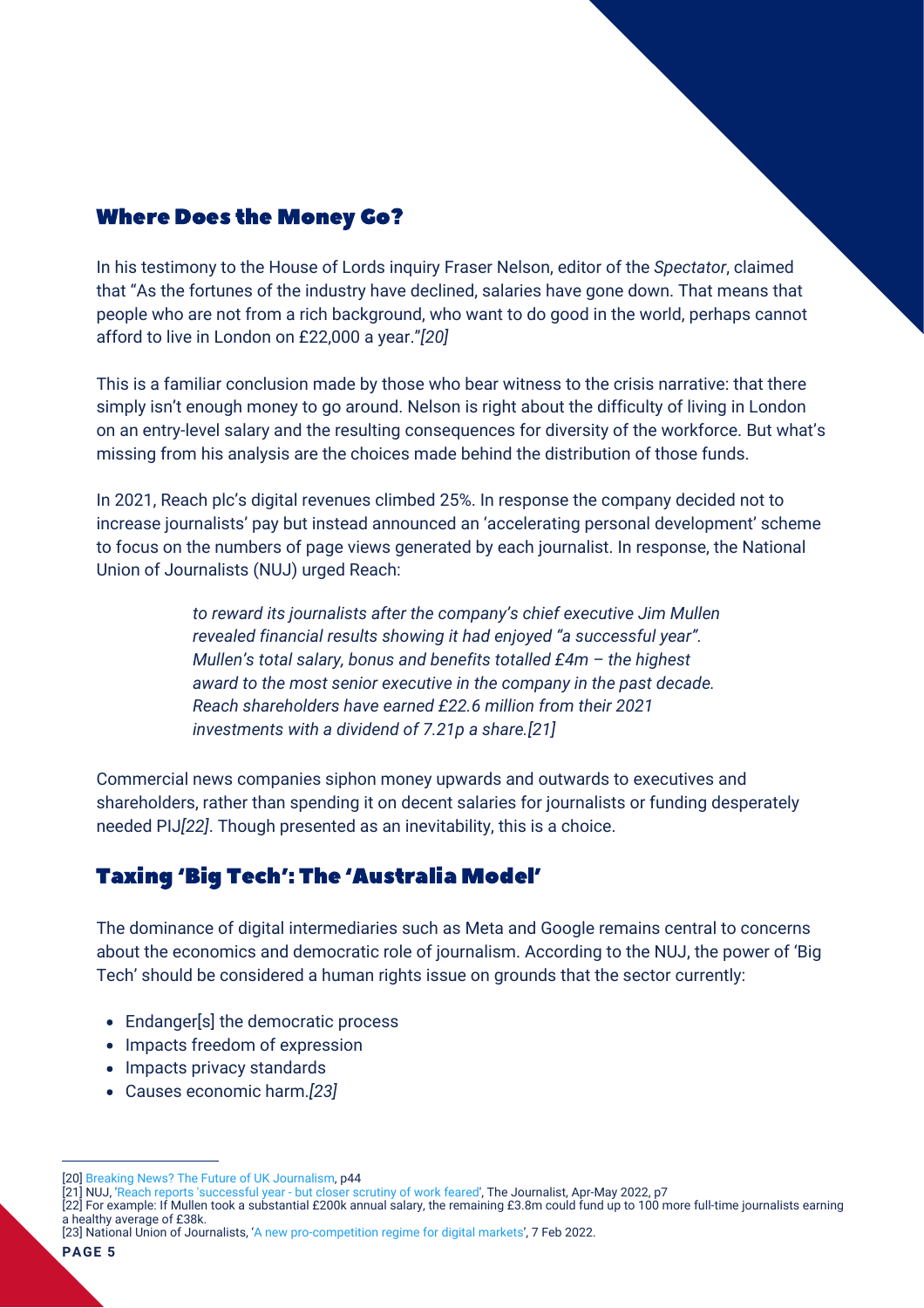## Where Does the Money Go?

In his testimony to the House of Lords inquiry Fraser Nelson, editor of the *Spectator*, claimed that "As the fortunes of the industry have declined, salaries have gone down. That means that people who are not from a rich background, who want to do good in the world, perhaps cannot afford to live in London on £22,000 a year."*[20]*

This is a familiar conclusion made by those who bear witness to the crisis narrative: that there simply isn't enough money to go around. Nelson is right about the difficulty of living in London on an entry-level salary and the resulting consequences for diversity of the workforce. But what's missing from his analysis are the choices made behind the distribution of those funds.

In 2021, Reach plc's digital revenues climbed 25%. In response the company decided not to increase journalists' pay but instead announced an 'accelerating personal development' scheme to focus on the numbers of page views generated by each journalist. In response, the National Union of Journalists (NUJ) urged Reach:

> *to reward its journalists after the company's chief executive Jim Mullen revealed financial results showing it had enjoyed "a successful year". Mullen's total salary, bonus and benefits totalled £4m – the highest award to the most senior executive in the company in the past decade. Reach shareholders have earned £22.6 million from their 2021 investments with a dividend of 7.21p a share.[21]*

Commercial news companies siphon money upwards and outwards to executives and shareholders, rather than spending it on decent salaries for journalists or funding desperately needed PIJ*[22]*. Though presented as an inevitability, this is a choice.

## Taxing 'Big Tech': The 'Australia Model'

The dominance of digital intermediaries such as Meta and Google remains central to concerns about the economics and democratic role of journalism. According to the NUJ, the power of 'Big Tech' should be considered a human rights issue on grounds that the sector currently:

- Endanger[s] the democratic process
- Impacts freedom of expression
- Impacts privacy standards
- Causes economic harm.*[23]*

---

[20] Breaking News? The Future of UK Journalism, p44
[21] NUJ, 'Reach reports 'successful year - but closer scrutiny of work feared', The Journalist, Apr-May 2022, p7
[22] For example: If Mullen took a substantial £200k annual salary, the remaining £3.8m could fund up to 100 more full-time journalists earning a healthy average of £38k.
[23] National Union of Journalists, 'A new pro-competition regime for digital markets', 7 Feb 2022.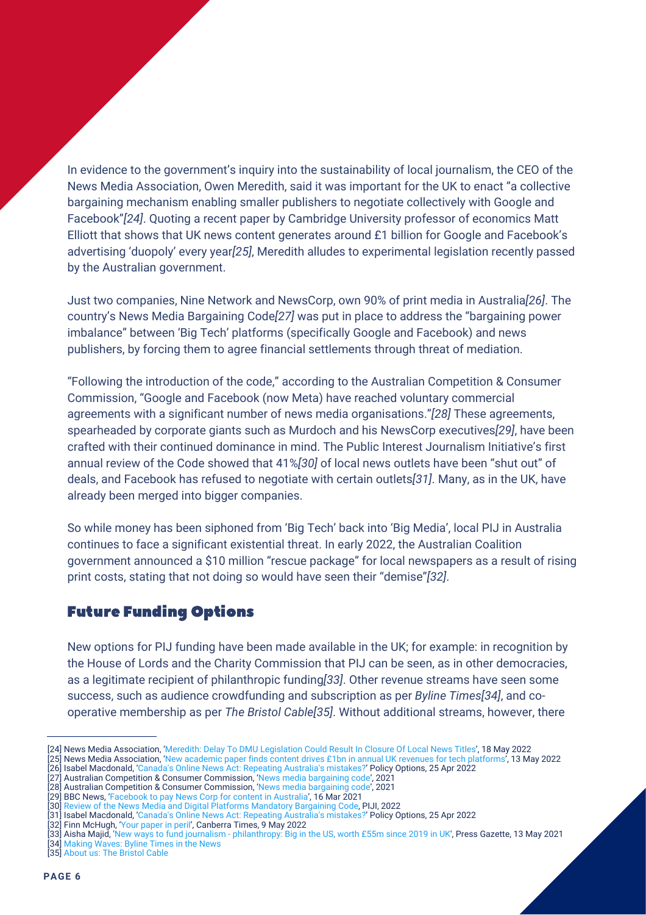In evidence to the government's inquiry into the sustainability of local journalism, the CEO of the News Media Association, Owen Meredith, said it was important for the UK to enact "a collective bargaining mechanism enabling smaller publishers to negotiate collectively with Google and Facebook"*[24]*. Quoting a recent paper by Cambridge University professor of economics Matt Elliott that shows that UK news content generates around £1 billion for Google and Facebook's advertising 'duopoly' every year*[25]*, Meredith alludes to experimental legislation recently passed by the Australian government.

Just two companies, Nine Network and NewsCorp, own 90% of print media in Australia*[26]*. The country's News Media Bargaining Code*[27]* was put in place to address the "bargaining power imbalance" between 'Big Tech' platforms (specifically Google and Facebook) and news publishers, by forcing them to agree financial settlements through threat of mediation.

"Following the introduction of the code," according to the Australian Competition & Consumer Commission, "Google and Facebook (now Meta) have reached voluntary commercial agreements with a significant number of news media organisations."*[28]* These agreements, spearheaded by corporate giants such as Murdoch and his NewsCorp executives*[29]*, have been crafted with their continued dominance in mind. The Public Interest Journalism Initiative's first annual review of the Code showed that 41%*[30]* of local news outlets have been "shut out" of deals, and Facebook has refused to negotiate with certain outlets*[31]*. Many, as in the UK, have already been merged into bigger companies.

So while money has been siphoned from 'Big Tech' back into 'Big Media', local PIJ in Australia continues to face a significant existential threat. In early 2022, the Australian Coalition government announced a $10 million "rescue package" for local newspapers as a result of rising print costs, stating that not doing so would have seen their "demise"*[32]*.

## Future Funding Options

New options for PIJ funding have been made available in the UK; for example: in recognition by the House of Lords and the Charity Commission that PIJ can be seen, as in other democracies, as a legitimate recipient of philanthropic funding*[33]*. Other revenue streams have seen some success, such as audience crowdfunding and subscription as per *Byline Times[34]*, and co-operative membership as per *The Bristol Cable[35]*. Without additional streams, however, there

---

[24] News Media Association, 'Meredith: Delay To DMU Legislation Could Result In Closure Of Local News Titles', 18 May 2022
[25] News Media Association, 'New academic paper finds content drives £1bn in annual UK revenues for tech platforms', 13 May 2022
[26] Isabel Macdonald, 'Canada's Online News Act: Repeating Australia's mistakes?' Policy Options, 25 Apr 2022
[27] Australian Competition & Consumer Commission, 'News media bargaining code', 2021
[28] Australian Competition & Consumer Commission, 'News media bargaining code', 2021
[29] BBC News, 'Facebook to pay News Corp for content in Australia', 16 Mar 2021
[30] Review of the News Media and Digital Platforms Mandatory Bargaining Code, PIJI, 2022
[31] Isabel Macdonald, 'Canada's Online News Act: Repeating Australia's mistakes?' Policy Options, 25 Apr 2022
[32] Finn McHugh, 'Your paper in peril', Canberra Times, 9 May 2022
[33] Aisha Majid, 'New ways to fund journalism - philanthropy: Big in the US, worth £55m since 2019 in UK', Press Gazette, 13 May 2021
[34] Making Waves: Byline Times in the News
[35] About us: The Bristol Cable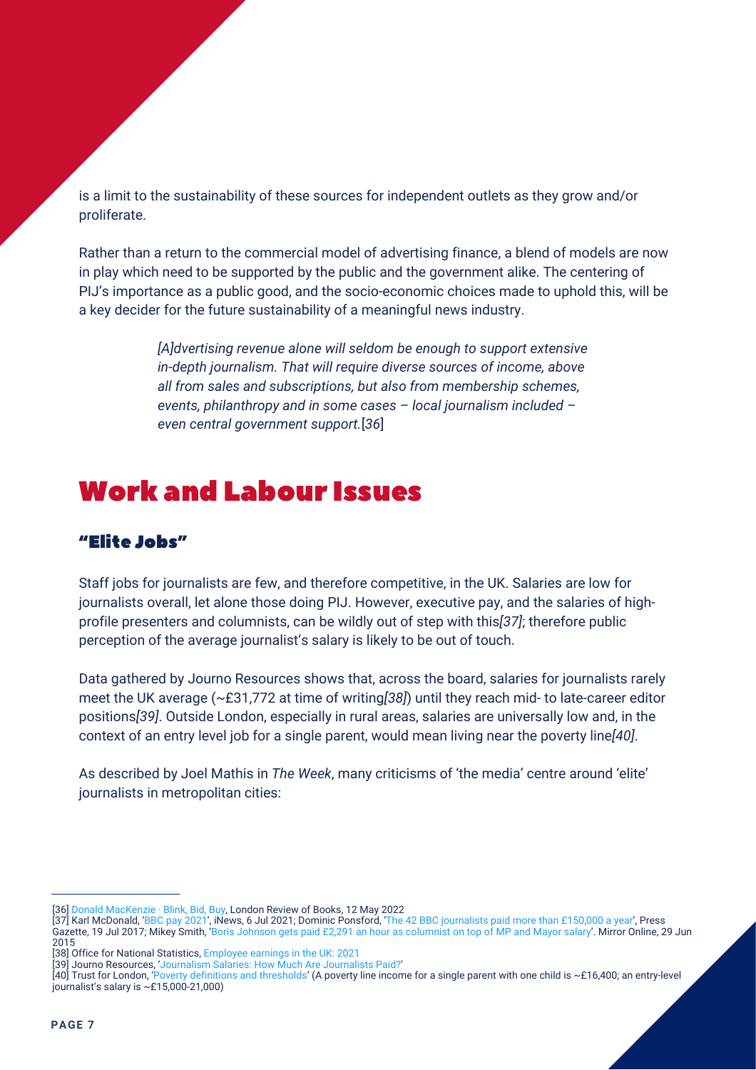is a limit to the sustainability of these sources for independent outlets as they grow and/or proliferate.

Rather than a return to the commercial model of advertising finance, a blend of models are now in play which need to be supported by the public and the government alike. The centering of PIJ's importance as a public good, and the socio-economic choices made to uphold this, will be a key decider for the future sustainability of a meaningful news industry.

> *[A]dvertising revenue alone will seldom be enough to support extensive in-depth journalism. That will require diverse sources of income, above all from sales and subscriptions, but also from membership schemes, events, philanthropy and in some cases – local journalism included – even central government support.*[*36*]

# Work and Labour Issues

## "Elite Jobs"

Staff jobs for journalists are few, and therefore competitive, in the UK. Salaries are low for journalists overall, let alone those doing PIJ. However, executive pay, and the salaries of high-profile presenters and columnists, can be wildly out of step with this*[37]*; therefore public perception of the average journalist's salary is likely to be out of touch.

Data gathered by Journo Resources shows that, across the board, salaries for journalists rarely meet the UK average (~£31,772 at time of writing*[38]*) until they reach mid- to late-career editor positions*[39]*. Outside London, especially in rural areas, salaries are universally low and, in the context of an entry level job for a single parent, would mean living near the poverty line*[40]*.

As described by Joel Mathis in *The Week*, many criticisms of 'the media' centre around 'elite' journalists in metropolitan cities:

---

[36] Donald MacKenzie · Blink, Bid, Buy, London Review of Books, 12 May 2022

[37] Karl McDonald, 'BBC pay 2021', iNews, 6 Jul 2021; Dominic Ponsford, 'The 42 BBC journalists paid more than £150,000 a year', Press Gazette, 19 Jul 2017; Mikey Smith, 'Boris Johnson gets paid £2,291 an hour as columnist on top of MP and Mayor salary'. Mirror Online, 29 Jun 2015

[38] Office for National Statistics, Employee earnings in the UK: 2021

[39] Journo Resources, 'Journalism Salaries: How Much Are Journalists Paid?'

[40] Trust for London, 'Poverty definitions and thresholds' (A poverty line income for a single parent with one child is ~£16,400; an entry-level journalist's salary is ~£15,000-21,000)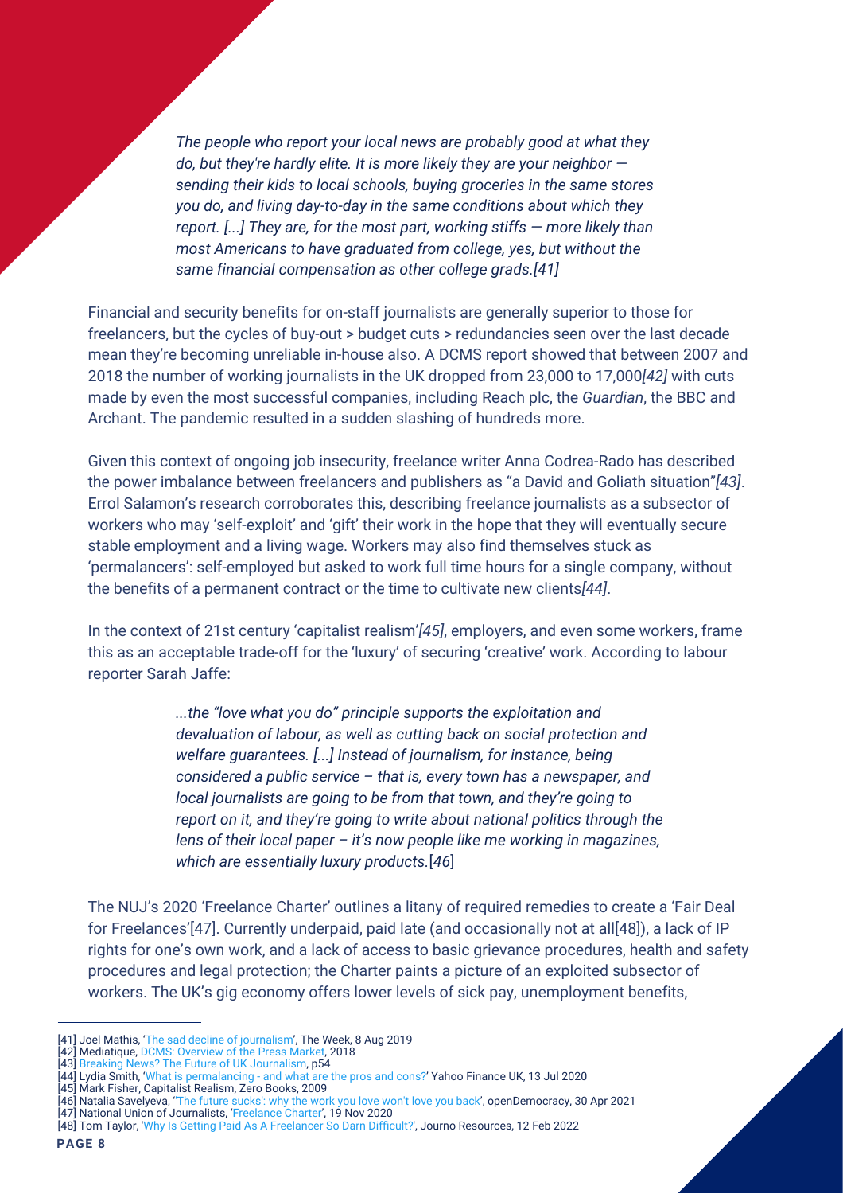> *The people who report your local news are probably good at what they do, but they're hardly elite. It is more likely they are your neighbor — sending their kids to local schools, buying groceries in the same stores you do, and living day-to-day in the same conditions about which they report. [...] They are, for the most part, working stiffs — more likely than most Americans to have graduated from college, yes, but without the same financial compensation as other college grads.[41]*

Financial and security benefits for on-staff journalists are generally superior to those for freelancers, but the cycles of buy-out > budget cuts > redundancies seen over the last decade mean they're becoming unreliable in-house also. A DCMS report showed that between 2007 and 2018 the number of working journalists in the UK dropped from 23,000 to 17,000*[42]* with cuts made by even the most successful companies, including Reach plc, the *Guardian*, the BBC and Archant. The pandemic resulted in a sudden slashing of hundreds more.

Given this context of ongoing job insecurity, freelance writer Anna Codrea-Rado has described the power imbalance between freelancers and publishers as "a David and Goliath situation"*[43]*. Errol Salamon's research corroborates this, describing freelance journalists as a subsector of workers who may 'self-exploit' and 'gift' their work in the hope that they will eventually secure stable employment and a living wage. Workers may also find themselves stuck as 'permalancers': self-employed but asked to work full time hours for a single company, without the benefits of a permanent contract or the time to cultivate new clients*[44]*.

In the context of 21st century 'capitalist realism'*[45]*, employers, and even some workers, frame this as an acceptable trade-off for the 'luxury' of securing 'creative' work. According to labour reporter Sarah Jaffe:

> *...the "love what you do" principle supports the exploitation and devaluation of labour, as well as cutting back on social protection and welfare guarantees. [...] Instead of journalism, for instance, being considered a public service – that is, every town has a newspaper, and local journalists are going to be from that town, and they're going to report on it, and they're going to write about national politics through the lens of their local paper – it's now people like me working in magazines, which are essentially luxury products.*[*46*]

The NUJ's 2020 'Freelance Charter' outlines a litany of required remedies to create a 'Fair Deal for Freelances'[47]. Currently underpaid, paid late (and occasionally not at all[48]), a lack of IP rights for one's own work, and a lack of access to basic grievance procedures, health and safety procedures and legal protection; the Charter paints a picture of an exploited subsector of workers. The UK's gig economy offers lower levels of sick pay, unemployment benefits,

---

[41] Joel Mathis, 'The sad decline of journalism', The Week, 8 Aug 2019
[42] Mediatique, DCMS: Overview of the Press Market, 2018
[43] Breaking News? The Future of UK Journalism, p54
[44] Lydia Smith, 'What is permalancing - and what are the pros and cons?' Yahoo Finance UK, 13 Jul 2020
[45] Mark Fisher, Capitalist Realism, Zero Books, 2009
[46] Natalia Savelyeva, ''The future sucks': why the work you love won't love you back', openDemocracy, 30 Apr 2021
[47] National Union of Journalists, 'Freelance Charter', 19 Nov 2020
[48] Tom Taylor, 'Why Is Getting Paid As A Freelancer So Darn Difficult?', Journo Resources, 12 Feb 2022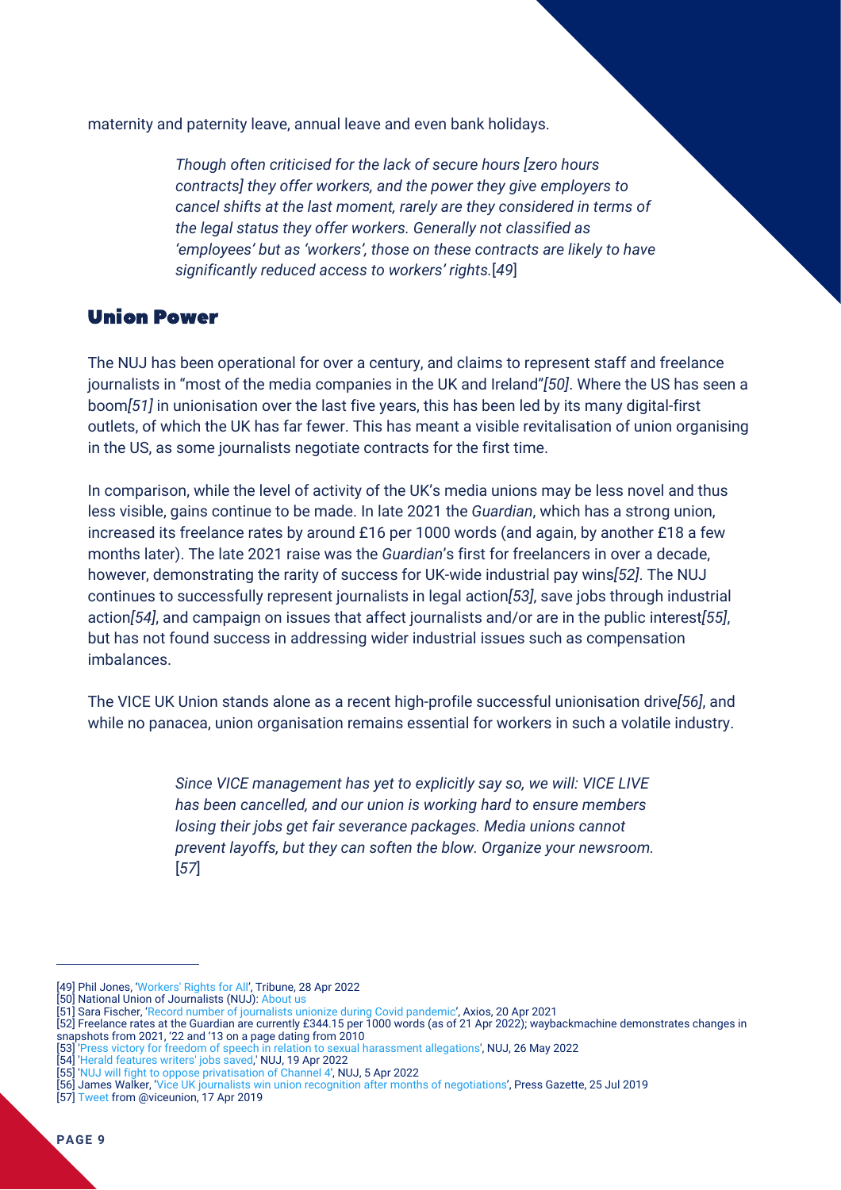maternity and paternity leave, annual leave and even bank holidays.

> *Though often criticised for the lack of secure hours [zero hours contracts] they offer workers, and the power they give employers to cancel shifts at the last moment, rarely are they considered in terms of the legal status they offer workers. Generally not classified as 'employees' but as 'workers', those on these contracts are likely to have significantly reduced access to workers' rights.*[*49*]

## Union Power

The NUJ has been operational for over a century, and claims to represent staff and freelance journalists in "most of the media companies in the UK and Ireland"*[50]*. Where the US has seen a boom*[51]* in unionisation over the last five years, this has been led by its many digital-first outlets, of which the UK has far fewer. This has meant a visible revitalisation of union organising in the US, as some journalists negotiate contracts for the first time.

In comparison, while the level of activity of the UK's media unions may be less novel and thus less visible, gains continue to be made. In late 2021 the *Guardian*, which has a strong union, increased its freelance rates by around £16 per 1000 words (and again, by another £18 a few months later). The late 2021 raise was the *Guardian*'s first for freelancers in over a decade, however, demonstrating the rarity of success for UK-wide industrial pay wins*[52]*. The NUJ continues to successfully represent journalists in legal action*[53]*, save jobs through industrial action*[54]*, and campaign on issues that affect journalists and/or are in the public interest*[55]*, but has not found success in addressing wider industrial issues such as compensation imbalances.

The VICE UK Union stands alone as a recent high-profile successful unionisation drive*[56]*, and while no panacea, union organisation remains essential for workers in such a volatile industry.

> *Since VICE management has yet to explicitly say so, we will: VICE LIVE has been cancelled, and our union is working hard to ensure members losing their jobs get fair severance packages. Media unions cannot prevent layoffs, but they can soften the blow. Organize your newsroom.* [*57*]

---

[49] Phil Jones, 'Workers' Rights for All', Tribune, 28 Apr 2022
[50] National Union of Journalists (NUJ): About us
[51] Sara Fischer, 'Record number of journalists unionize during Covid pandemic', Axios, 20 Apr 2021
[52] Freelance rates at the Guardian are currently £344.15 per 1000 words (as of 21 Apr 2022); waybackmachine demonstrates changes in snapshots from 2021, '22 and '13 on a page dating from 2010
[53] 'Press victory for freedom of speech in relation to sexual harassment allegations', NUJ, 26 May 2022
[54] 'Herald features writers' jobs saved,' NUJ, 19 Apr 2022
[55] 'NUJ will fight to oppose privatisation of Channel 4', NUJ, 5 Apr 2022
[56] James Walker, 'Vice UK journalists win union recognition after months of negotiations', Press Gazette, 25 Jul 2019
[57] Tweet from @viceunion, 17 Apr 2019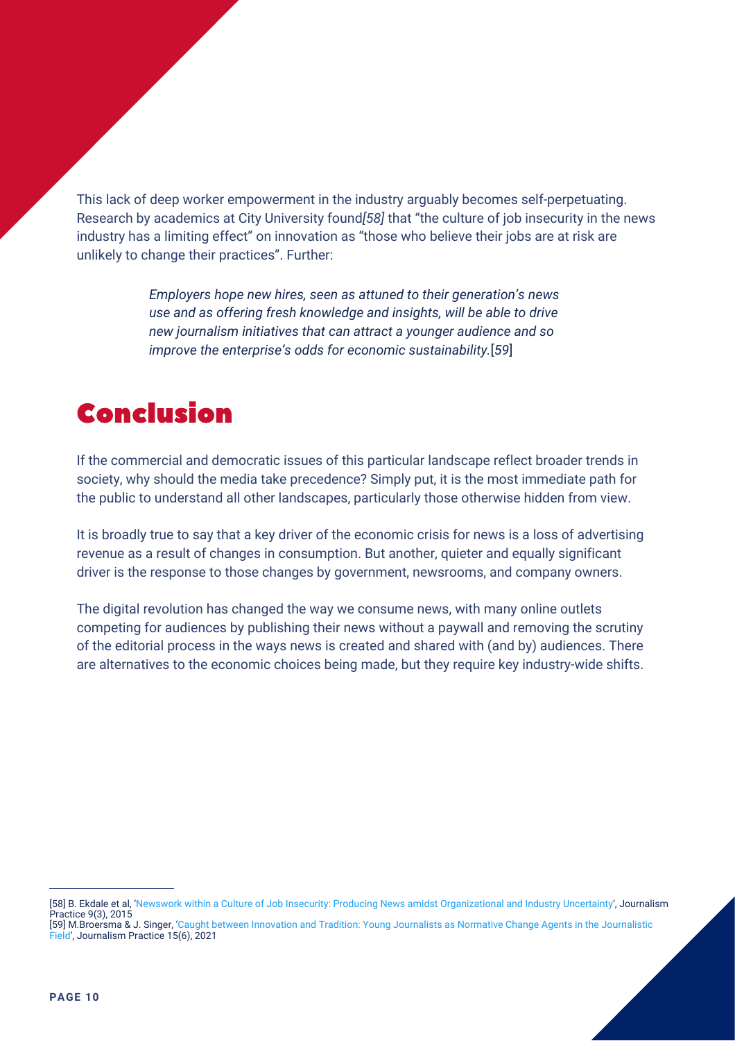This lack of deep worker empowerment in the industry arguably becomes self-perpetuating. Research by academics at City University found*[58]* that "the culture of job insecurity in the news industry has a limiting effect" on innovation as "those who believe their jobs are at risk are unlikely to change their practices". Further:

> *Employers hope new hires, seen as attuned to their generation's news use and as offering fresh knowledge and insights, will be able to drive new journalism initiatives that can attract a younger audience and so improve the enterprise's odds for economic sustainability.*[*59*]

# Conclusion

If the commercial and democratic issues of this particular landscape reflect broader trends in society, why should the media take precedence? Simply put, it is the most immediate path for the public to understand all other landscapes, particularly those otherwise hidden from view.

It is broadly true to say that a key driver of the economic crisis for news is a loss of advertising revenue as a result of changes in consumption. But another, quieter and equally significant driver is the response to those changes by government, newsrooms, and company owners.

The digital revolution has changed the way we consume news, with many online outlets competing for audiences by publishing their news without a paywall and removing the scrutiny of the editorial process in the ways news is created and shared with (and by) audiences. There are alternatives to the economic choices being made, but they require key industry-wide shifts.

---

[58] B. Ekdale et al, 'Newswork within a Culture of Job Insecurity: Producing News amidst Organizational and Industry Uncertainty', Journalism Practice 9(3), 2015

[59] M.Broersma & J. Singer, 'Caught between Innovation and Tradition: Young Journalists as Normative Change Agents in the Journalistic Field', Journalism Practice 15(6), 2021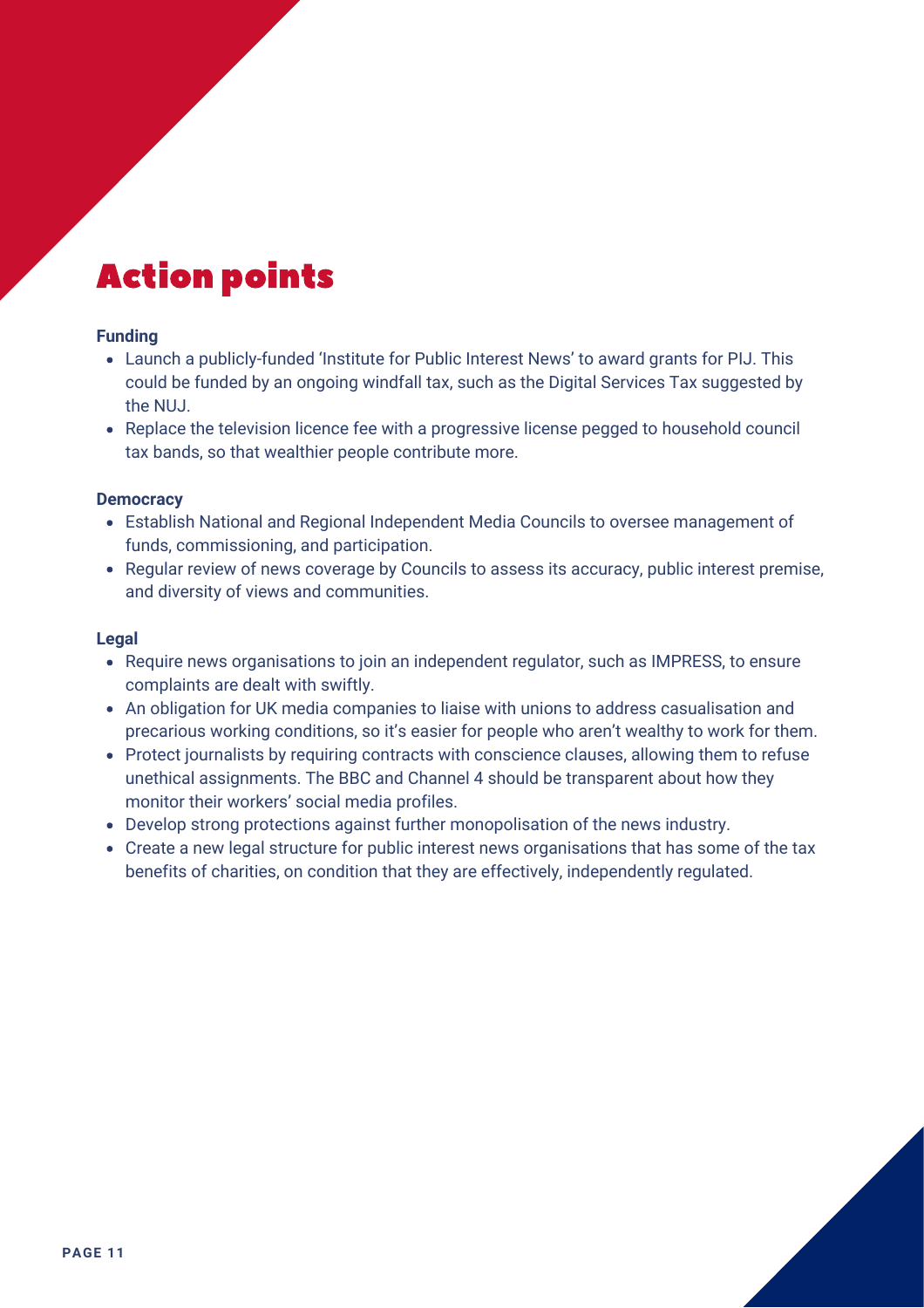# Action points

**Funding**

- Launch a publicly-funded 'Institute for Public Interest News' to award grants for PIJ. This could be funded by an ongoing windfall tax, such as the Digital Services Tax suggested by the NUJ.
- Replace the television licence fee with a progressive license pegged to household council tax bands, so that wealthier people contribute more.

**Democracy**

- Establish National and Regional Independent Media Councils to oversee management of funds, commissioning, and participation.
- Regular review of news coverage by Councils to assess its accuracy, public interest premise, and diversity of views and communities.

**Legal**

- Require news organisations to join an independent regulator, such as IMPRESS, to ensure complaints are dealt with swiftly.
- An obligation for UK media companies to liaise with unions to address casualisation and precarious working conditions, so it's easier for people who aren't wealthy to work for them.
- Protect journalists by requiring contracts with conscience clauses, allowing them to refuse unethical assignments. The BBC and Channel 4 should be transparent about how they monitor their workers' social media profiles.
- Develop strong protections against further monopolisation of the news industry.
- Create a new legal structure for public interest news organisations that has some of the tax benefits of charities, on condition that they are effectively, independently regulated.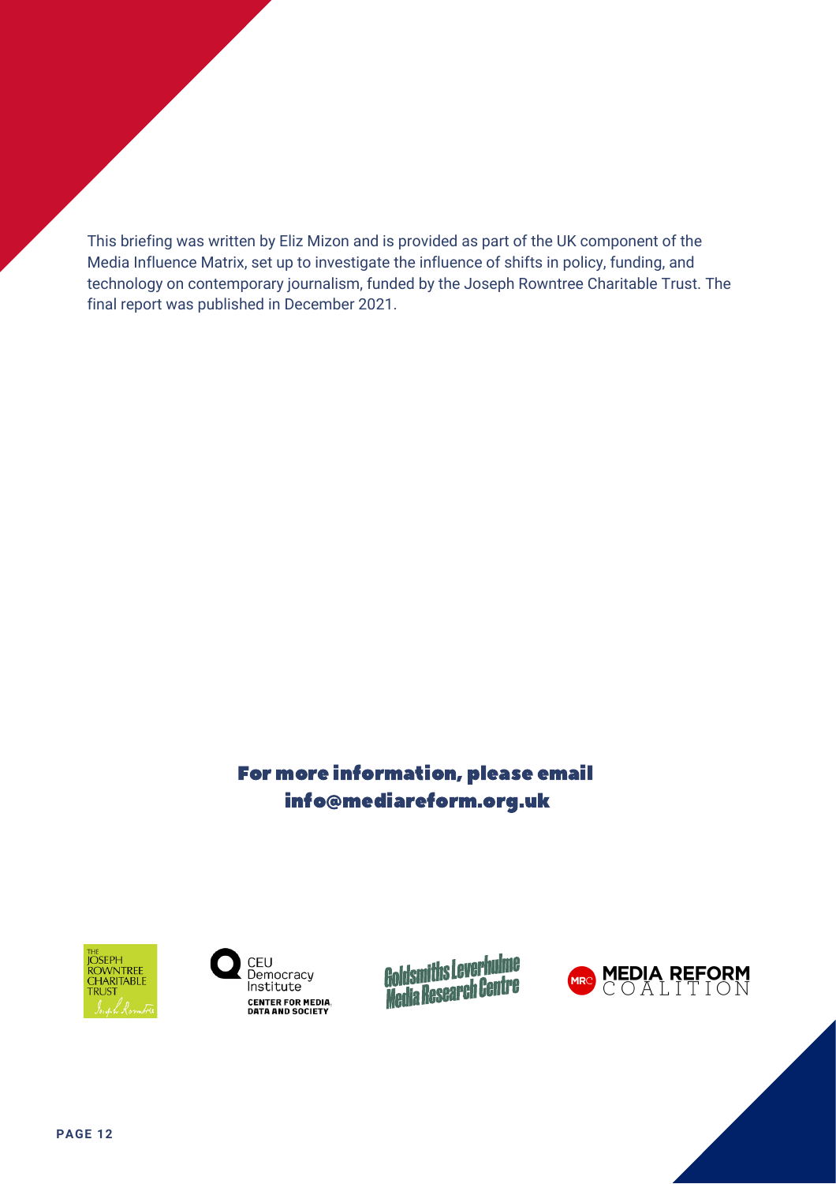This briefing was written by Eliz Mizon and is provided as part of the UK component of the Media Influence Matrix, set up to investigate the influence of shifts in policy, funding, and technology on contemporary journalism, funded by the Joseph Rowntree Charitable Trust. The final report was published in December 2021.

**For more information, please email info@mediareform.org.uk**

THE JOSEPH ROWNTREE CHARITABLE TRUST

CEU Democracy Institute
CENTER FOR MEDIA, DATA AND SOCIETY

Goldsmiths Leverhulme Media Research Centre

MRC MEDIA REFORM COALITION